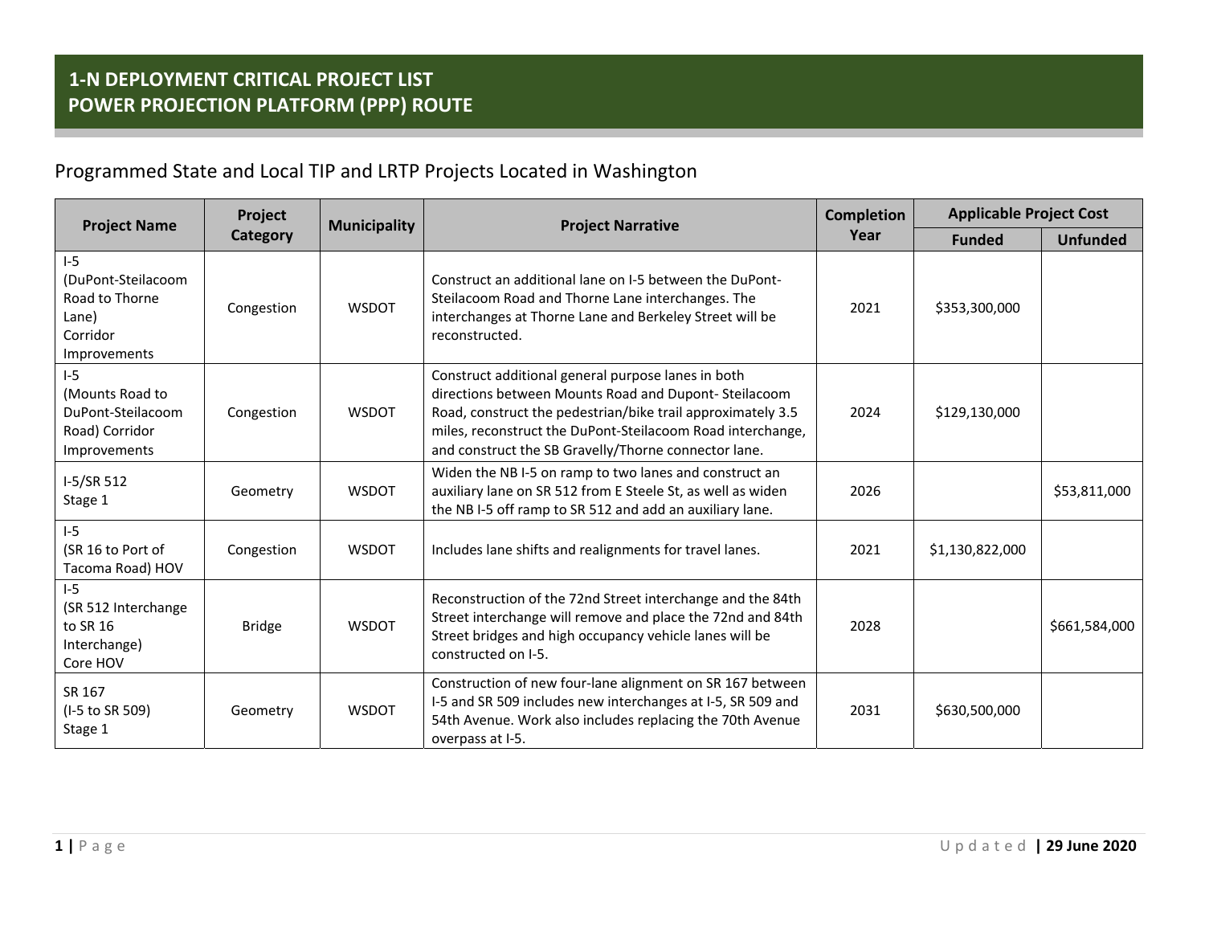# 1-N DEPLOYMENT CRITICAL PROJECT LIST
# POWER PROJECTION PLATFORM (PPP) ROUTE

## Programmed State and Local TIP and LRTP Projects Located in Washington

| Project Name | Project Category | Municipality | Project Narrative | Completion Year | Applicable Project Cost | |
|---|---|---|---|---|---|---|
| | | | | | Funded | Unfunded |
| I-5 (DuPont-Steilacoom Road to Thorne Lane) Corridor Improvements | Congestion | WSDOT | Construct an additional lane on I-5 between the DuPont-Steilacoom Road and Thorne Lane interchanges. The interchanges at Thorne Lane and Berkeley Street will be reconstructed. | 2021 | $353,300,000 | |
| I-5 (Mounts Road to DuPont-Steilacoom Road) Corridor Improvements | Congestion | WSDOT | Construct additional general purpose lanes in both directions between Mounts Road and Dupont- Steilacoom Road, construct the pedestrian/bike trail approximately 3.5 miles, reconstruct the DuPont-Steilacoom Road interchange, and construct the SB Gravelly/Thorne connector lane. | 2024 | $129,130,000 | |
| I-5/SR 512 Stage 1 | Geometry | WSDOT | Widen the NB I-5 on ramp to two lanes and construct an auxiliary lane on SR 512 from E Steele St, as well as widen the NB I-5 off ramp to SR 512 and add an auxiliary lane. | 2026 | | $53,811,000 |
| I-5 (SR 16 to Port of Tacoma Road) HOV | Congestion | WSDOT | Includes lane shifts and realignments for travel lanes. | 2021 | $1,130,822,000 | |
| I-5 (SR 512 Interchange to SR 16 Interchange) Core HOV | Bridge | WSDOT | Reconstruction of the 72nd Street interchange and the 84th Street interchange will remove and place the 72nd and 84th Street bridges and high occupancy vehicle lanes will be constructed on I-5. | 2028 | | $661,584,000 |
| SR 167 (I-5 to SR 509) Stage 1 | Geometry | WSDOT | Construction of new four-lane alignment on SR 167 between I-5 and SR 509 includes new interchanges at I-5, SR 509 and 54th Avenue. Work also includes replacing the 70th Avenue overpass at I-5. | 2031 | $630,500,000 | |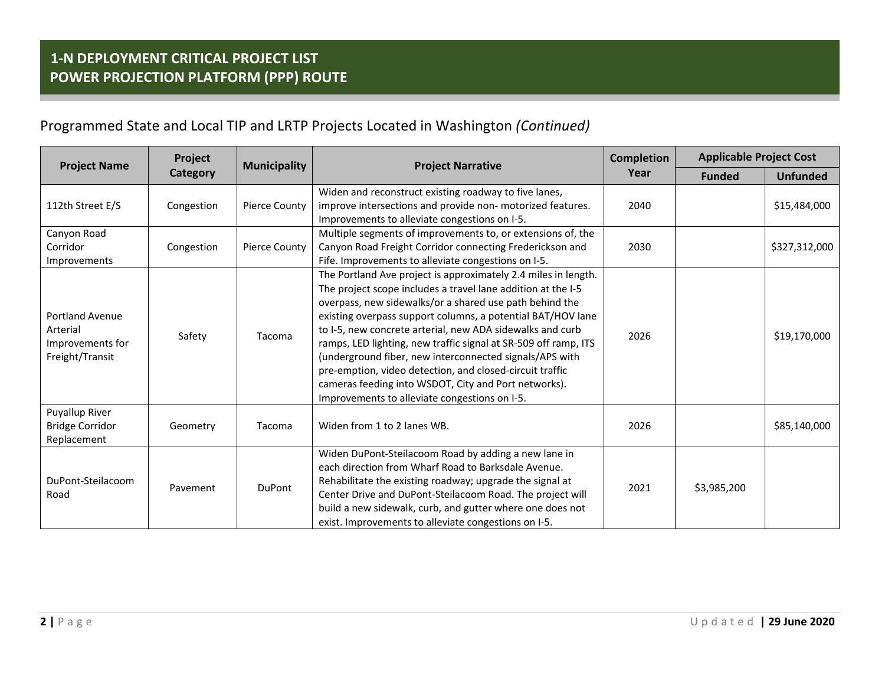# 1-N DEPLOYMENT CRITICAL PROJECT LIST
# POWER PROJECTION PLATFORM (PPP) ROUTE

## Programmed State and Local TIP and LRTP Projects Located in Washington *(Continued)*

| Project Name | Project Category | Municipality | Project Narrative | Completion Year | Applicable Project Cost | |
|---|---|---|---|---|---|---|
| | | | | | Funded | Unfunded |
| 112th Street E/S | Congestion | Pierce County | Widen and reconstruct existing roadway to five lanes, improve intersections and provide non- motorized features. Improvements to alleviate congestions on I-5. | 2040 | | $15,484,000 |
| Canyon Road Corridor Improvements | Congestion | Pierce County | Multiple segments of improvements to, or extensions of, the Canyon Road Freight Corridor connecting Frederickson and Fife. Improvements to alleviate congestions on I-5. | 2030 | | $327,312,000 |
| Portland Avenue Arterial Improvements for Freight/Transit | Safety | Tacoma | The Portland Ave project is approximately 2.4 miles in length. The project scope includes a travel lane addition at the I-5 overpass, new sidewalks/or a shared use path behind the existing overpass support columns, a potential BAT/HOV lane to I-5, new concrete arterial, new ADA sidewalks and curb ramps, LED lighting, new traffic signal at SR-509 off ramp, ITS (underground fiber, new interconnected signals/APS with pre-emption, video detection, and closed-circuit traffic cameras feeding into WSDOT, City and Port networks). Improvements to alleviate congestions on I-5. | 2026 | | $19,170,000 |
| Puyallup River Bridge Corridor Replacement | Geometry | Tacoma | Widen from 1 to 2 lanes WB. | 2026 | | $85,140,000 |
| DuPont-Steilacoom Road | Pavement | DuPont | Widen DuPont-Steilacoom Road by adding a new lane in each direction from Wharf Road to Barksdale Avenue. Rehabilitate the existing roadway; upgrade the signal at Center Drive and DuPont-Steilacoom Road. The project will build a new sidewalk, curb, and gutter where one does not exist. Improvements to alleviate congestions on I-5. | 2021 | $3,985,200 | |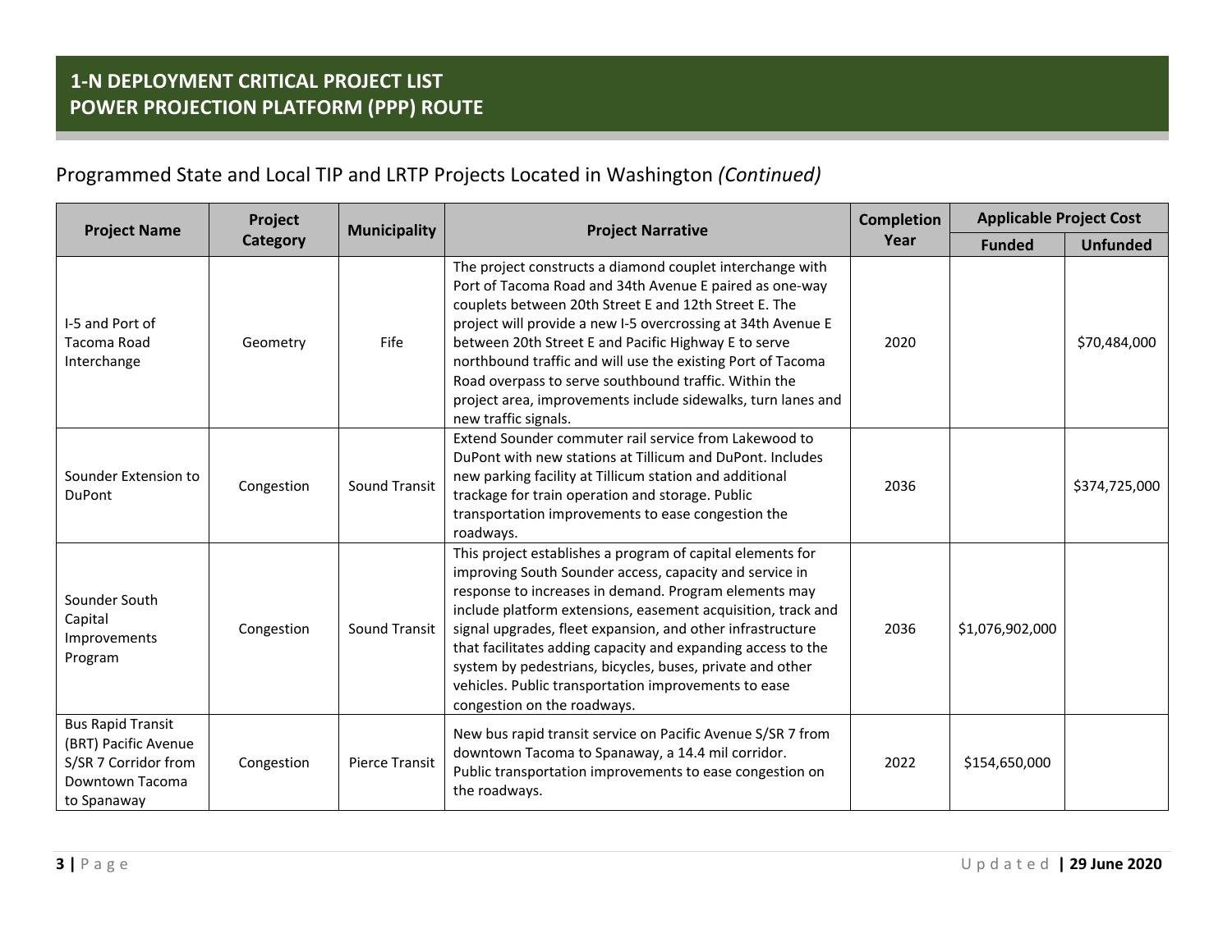# 1-N DEPLOYMENT CRITICAL PROJECT LIST
# POWER PROJECTION PLATFORM (PPP) ROUTE

## Programmed State and Local TIP and LRTP Projects Located in Washington *(Continued)*

| Project Name | Project Category | Municipality | Project Narrative | Completion Year | Applicable Project Cost | |
|---|---|---|---|---|---|---|
| | | | | | Funded | Unfunded |
| I-5 and Port of Tacoma Road Interchange | Geometry | Fife | The project constructs a diamond couplet interchange with Port of Tacoma Road and 34th Avenue E paired as one-way couplets between 20th Street E and 12th Street E. The project will provide a new I-5 overcrossing at 34th Avenue E between 20th Street E and Pacific Highway E to serve northbound traffic and will use the existing Port of Tacoma Road overpass to serve southbound traffic. Within the project area, improvements include sidewalks, turn lanes and new traffic signals. | 2020 | | $70,484,000 |
| Sounder Extension to DuPont | Congestion | Sound Transit | Extend Sounder commuter rail service from Lakewood to DuPont with new stations at Tillicum and DuPont. Includes new parking facility at Tillicum station and additional trackage for train operation and storage. Public transportation improvements to ease congestion the roadways. | 2036 | | $374,725,000 |
| Sounder South Capital Improvements Program | Congestion | Sound Transit | This project establishes a program of capital elements for improving South Sounder access, capacity and service in response to increases in demand. Program elements may include platform extensions, easement acquisition, track and signal upgrades, fleet expansion, and other infrastructure that facilitates adding capacity and expanding access to the system by pedestrians, bicycles, buses, private and other vehicles. Public transportation improvements to ease congestion on the roadways. | 2036 | $1,076,902,000 | |
| Bus Rapid Transit (BRT) Pacific Avenue S/SR 7 Corridor from Downtown Tacoma to Spanaway | Congestion | Pierce Transit | New bus rapid transit service on Pacific Avenue S/SR 7 from downtown Tacoma to Spanaway, a 14.4 mil corridor. Public transportation improvements to ease congestion on the roadways. | 2022 | $154,650,000 | |